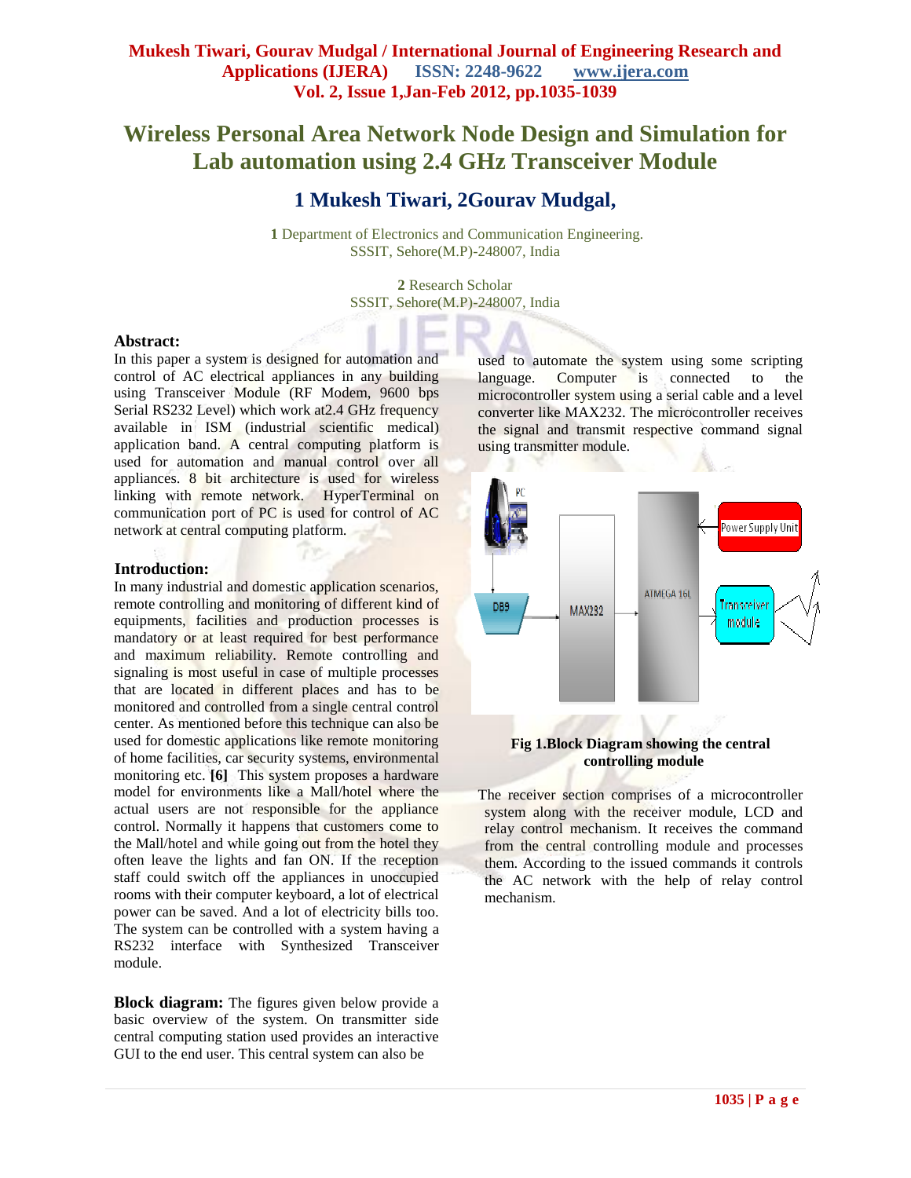# Wireless Personal Area Network Node Design and Simulation for Lab automation using 2.4 GHz Transceiver Module

## 1 Mukesh Tiwari, 2Gourav Mudgal,

**1** Department of Electronics and Communication Engineering.
SSSIT, Sehore(M.P)-248007, India

**2** Research Scholar
SSSIT, Sehore(M.P)-248007, India

**Abstract:**
In this paper a system is designed for automation and control of AC electrical appliances in any building using Transceiver Module (RF Modem, 9600 bps Serial RS232 Level) which work at2.4 GHz frequency available in ISM (industrial scientific medical) application band. A central computing platform is used for automation and manual control over all appliances. 8 bit architecture is used for wireless linking with remote network. HyperTerminal on communication port of PC is used for control of AC network at central computing platform.

**Introduction:**
In many industrial and domestic application scenarios, remote controlling and monitoring of different kind of equipments, facilities and production processes is mandatory or at least required for best performance and maximum reliability. Remote controlling and signaling is most useful in case of multiple processes that are located in different places and has to be monitored and controlled from a single central control center. As mentioned before this technique can also be used for domestic applications like remote monitoring of home facilities, car security systems, environmental monitoring etc. **[6]** This system proposes a hardware model for environments like a Mall/hotel where the actual users are not responsible for the appliance control. Normally it happens that customers come to the Mall/hotel and while going out from the hotel they often leave the lights and fan ON. If the reception staff could switch off the appliances in unoccupied rooms with their computer keyboard, a lot of electrical power can be saved. And a lot of electricity bills too. The system can be controlled with a system having a RS232 interface with Synthesized Transceiver module.

**Block diagram:** The figures given below provide a basic overview of the system. On transmitter side central computing station used provides an interactive GUI to the end user. This central system can also be used to automate the system using some scripting language. Computer is connected to the microcontroller system using a serial cable and a level converter like MAX232. The microcontroller receives the signal and transmit respective command signal using transmitter module.

**Fig 1.Block Diagram showing the central controlling module**

The receiver section comprises of a microcontroller system along with the receiver module, LCD and relay control mechanism. It receives the command from the central controlling module and processes them. According to the issued commands it controls the AC network with the help of relay control mechanism.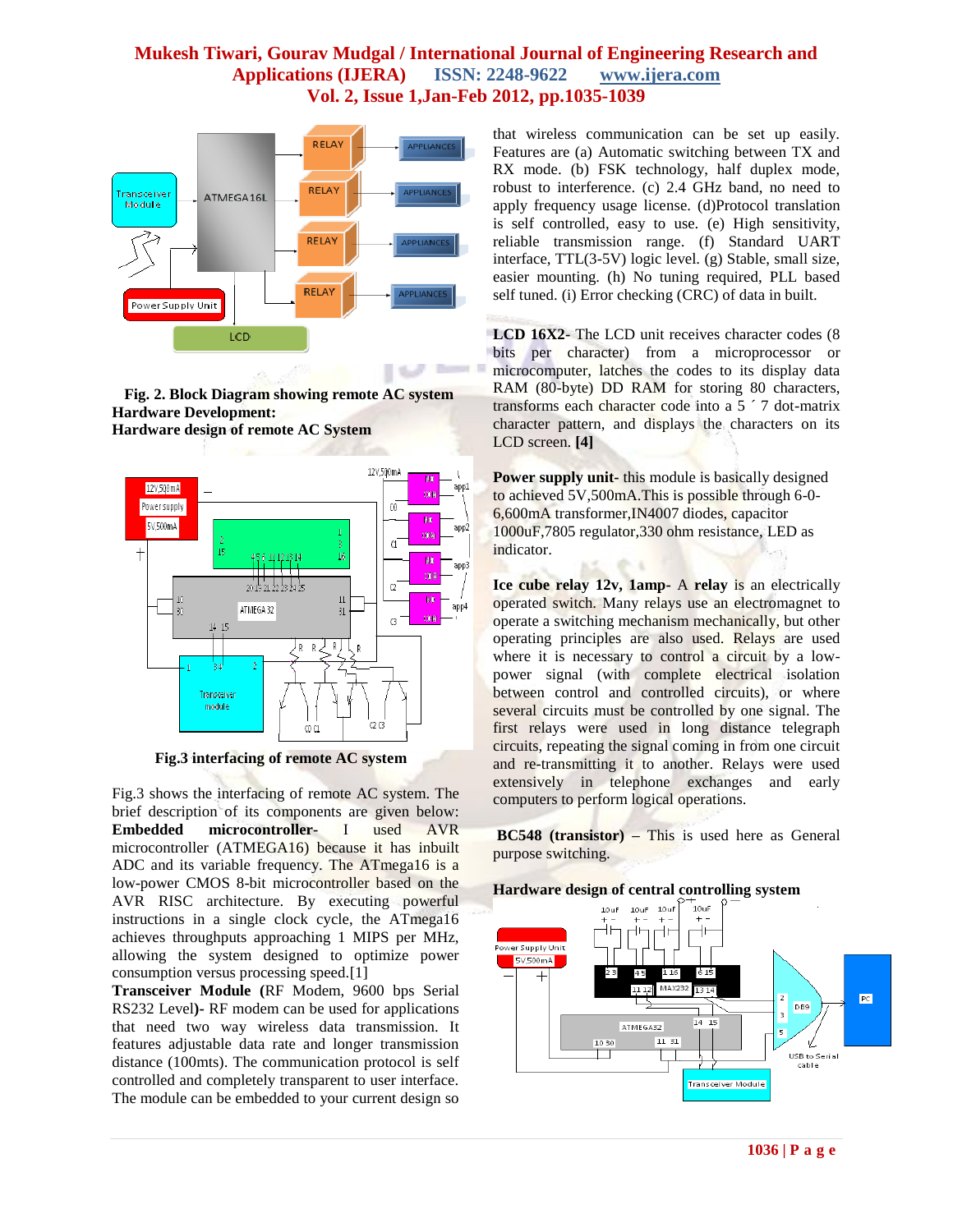Fig. 2. Block Diagram showing remote AC system

**Hardware Development:**

**Hardware design of remote AC System**

Fig.3 interfacing of remote AC system

Fig.3 shows the interfacing of remote AC system. The brief description of its components are given below:

**Embedded microcontroller-** I used AVR microcontroller (ATMEGA16) because it has inbuilt ADC and its variable frequency. The ATmega16 is a low-power CMOS 8-bit microcontroller based on the AVR RISC architecture. By executing powerful instructions in a single clock cycle, the ATmega16 achieves throughputs approaching 1 MIPS per MHz, allowing the system designed to optimize power consumption versus processing speed.[1]

**Transceiver Module (**RF Modem, 9600 bps Serial RS232 Level**)-** RF modem can be used for applications that need two way wireless data transmission. It features adjustable data rate and longer transmission distance (100mts). The communication protocol is self controlled and completely transparent to user interface. The module can be embedded to your current design so that wireless communication can be set up easily. Features are (a) Automatic switching between TX and RX mode. (b) FSK technology, half duplex mode, robust to interference. (c) 2.4 GHz band, no need to apply frequency usage license. (d)Protocol translation is self controlled, easy to use. (e) High sensitivity, reliable transmission range. (f) Standard UART interface, TTL(3-5V) logic level. (g) Stable, small size, easier mounting. (h) No tuning required, PLL based self tuned. (i) Error checking (CRC) of data in built.

**LCD 16X2-** The LCD unit receives character codes (8 bits per character) from a microprocessor or microcomputer, latches the codes to its display data RAM (80-byte) DD RAM for storing 80 characters, transforms each character code into a 5 ´ 7 dot-matrix character pattern, and displays the characters on its LCD screen. **[4]**

**Power supply unit-** this module is basically designed to achieved 5V,500mA.This is possible through 6-0-6,600mA transformer,IN4007 diodes, capacitor 1000uF,7805 regulator,330 ohm resistance, LED as indicator.

**Ice cube relay 12v, 1amp-** A **relay** is an electrically operated switch. Many relays use an electromagnet to operate a switching mechanism mechanically, but other operating principles are also used. Relays are used where it is necessary to control a circuit by a low-power signal (with complete electrical isolation between control and controlled circuits), or where several circuits must be controlled by one signal. The first relays were used in long distance telegraph circuits, repeating the signal coming in from one circuit and re-transmitting it to another. Relays were used extensively in telephone exchanges and early computers to perform logical operations.

**BC548 (transistor) –** This is used here as General purpose switching.

**Hardware design of central controlling system**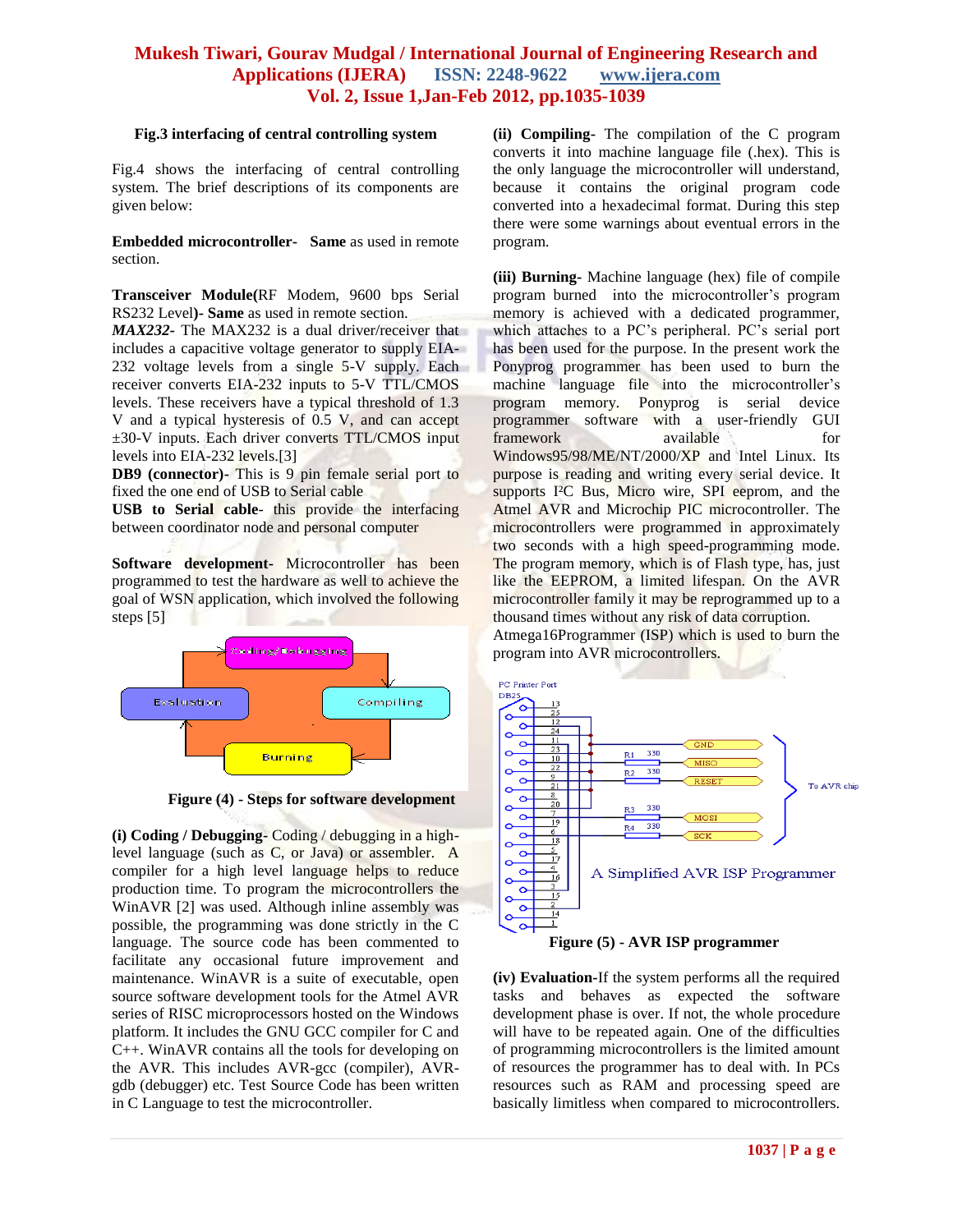**Fig.3 interfacing of central controlling system**

Fig.4 shows the interfacing of central controlling system. The brief descriptions of its components are given below:

**Embedded microcontroller- Same** as used in remote section.

**Transceiver Module(**RF Modem, 9600 bps Serial RS232 Level**)- Same** as used in remote section.

***MAX232-*** The MAX232 is a dual driver/receiver that includes a capacitive voltage generator to supply EIA-232 voltage levels from a single 5-V supply. Each receiver converts EIA-232 inputs to 5-V TTL/CMOS levels. These receivers have a typical threshold of 1.3 V and a typical hysteresis of 0.5 V, and can accept ±30-V inputs. Each driver converts TTL/CMOS input levels into EIA-232 levels.[3]

**DB9 (connector)-** This is 9 pin female serial port to fixed the one end of USB to Serial cable

**USB to Serial cable-** this provide the interfacing between coordinator node and personal computer

**Software development-** Microcontroller has been programmed to test the hardware as well to achieve the goal of WSN application, which involved the following steps [5]

**Figure (4) - Steps for software development**

**(i) Coding / Debugging**- Coding / debugging in a high-level language (such as C, or Java) or assembler. A compiler for a high level language helps to reduce production time. To program the microcontrollers the WinAVR [2] was used. Although inline assembly was possible, the programming was done strictly in the C language. The source code has been commented to facilitate any occasional future improvement and maintenance. WinAVR is a suite of executable, open source software development tools for the Atmel AVR series of RISC microprocessors hosted on the Windows platform. It includes the GNU GCC compiler for C and C++. WinAVR contains all the tools for developing on the AVR. This includes AVR-gcc (compiler), AVR-gdb (debugger) etc. Test Source Code has been written in C Language to test the microcontroller.

**(ii) Compiling**- The compilation of the C program converts it into machine language file (.hex). This is the only language the microcontroller will understand, because it contains the original program code converted into a hexadecimal format. During this step there were some warnings about eventual errors in the program.

**(iii) Burning**- Machine language (hex) file of compile program burned into the microcontroller's program memory is achieved with a dedicated programmer, which attaches to a PC's peripheral. PC's serial port has been used for the purpose. In the present work the Ponyprog programmer has been used to burn the machine language file into the microcontroller's program memory. Ponyprog is serial device programmer software with a user-friendly GUI framework available for Windows95/98/ME/NT/2000/XP and Intel Linux. Its purpose is reading and writing every serial device. It supports I²C Bus, Micro wire, SPI eeprom, and the Atmel AVR and Microchip PIC microcontroller. The microcontrollers were programmed in approximately two seconds with a high speed-programming mode. The program memory, which is of Flash type, has, just like the EEPROM, a limited lifespan. On the AVR microcontroller family it may be reprogrammed up to a thousand times without any risk of data corruption.

Atmega16Programmer (ISP) which is used to burn the program into AVR microcontrollers.

**Figure (5) - AVR ISP programmer**

**(iv) Evaluation**-If the system performs all the required tasks and behaves as expected the software development phase is over. If not, the whole procedure will have to be repeated again. One of the difficulties of programming microcontrollers is the limited amount of resources the programmer has to deal with. In PCs resources such as RAM and processing speed are basically limitless when compared to microcontrollers.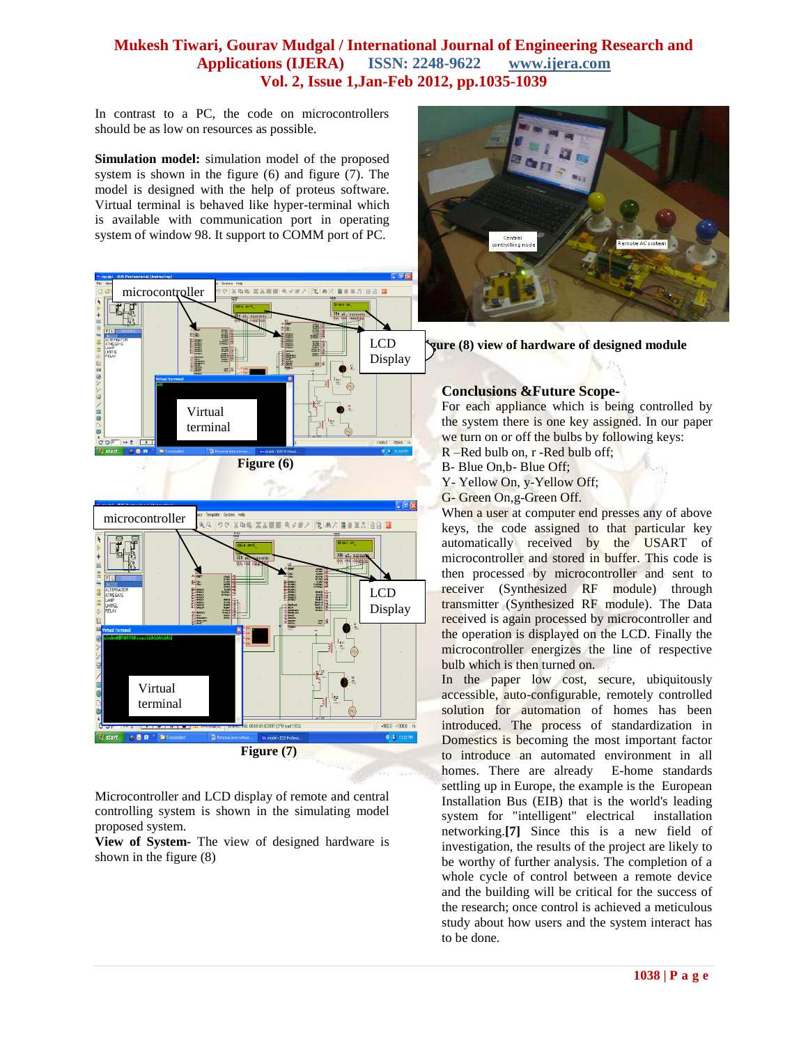In contrast to a PC, the code on microcontrollers should be as low on resources as possible.

**Simulation model:** simulation model of the proposed system is shown in the figure (6) and figure (7). The model is designed with the help of proteus software. Virtual terminal is behaved like hyper-terminal which is available with communication port in operating system of window 98. It support to COMM port of PC.

**Figure (6)**

**Figure (7)**

Microcontroller and LCD display of remote and central controlling system is shown in the simulating model proposed system.

**View of System-** The view of designed hardware is shown in the figure (8)

**Figure (8) view of hardware of designed module**

## Conclusions &Future Scope-

For each appliance which is being controlled by the system there is one key assigned. In our paper we turn on or off the bulbs by following keys:

R –Red bulb on, r -Red bulb off;
B- Blue On,b- Blue Off;
Y- Yellow On, y-Yellow Off;
G- Green On,g-Green Off.

When a user at computer end presses any of above keys, the code assigned to that particular key automatically received by the USART of microcontroller and stored in buffer. This code is then processed by microcontroller and sent to receiver (Synthesized RF module) through transmitter (Synthesized RF module). The Data received is again processed by microcontroller and the operation is displayed on the LCD. Finally the microcontroller energizes the line of respective bulb which is then turned on.

In the paper low cost, secure, ubiquitously accessible, auto-configurable, remotely controlled solution for automation of homes has been introduced. The process of standardization in Domestics is becoming the most important factor to introduce an automated environment in all homes. There are already E-home standards settling up in Europe, the example is the European Installation Bus (EIB) that is the world's leading system for "intelligent" electrical installation networking.**[7]** Since this is a new field of investigation, the results of the project are likely to be worthy of further analysis. The completion of a whole cycle of control between a remote device and the building will be critical for the success of the research; once control is achieved a meticulous study about how users and the system interact has to be done.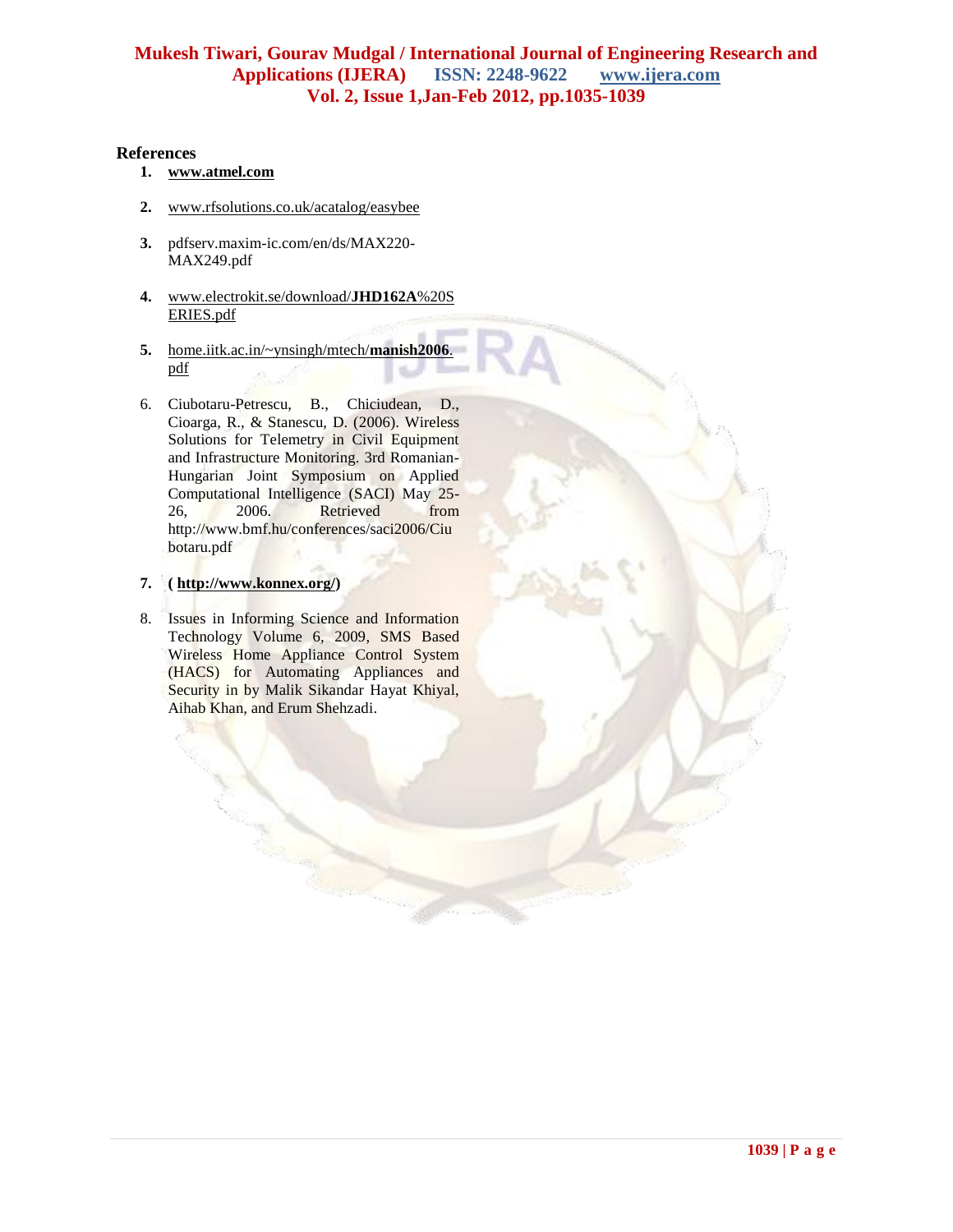## References

1. **www.atmel.com**

2. www.rfsolutions.co.uk/acatalog/easybee

3. pdfserv.maxim-ic.com/en/ds/MAX220-MAX249.pdf

4. www.electrokit.se/download/**JHD162A**%20SERIES.pdf

5. home.iitk.ac.in/~ynsingh/mtech/**manish2006**.pdf

6. Ciubotaru-Petrescu, B., Chiciudean, D., Cioarga, R., & Stanescu, D. (2006). Wireless Solutions for Telemetry in Civil Equipment and Infrastructure Monitoring. 3rd Romanian-Hungarian Joint Symposium on Applied Computational Intelligence (SACI) May 25-26, 2006. Retrieved from http://www.bmf.hu/conferences/saci2006/Ciubotaru.pdf

7. **( http://www.konnex.org/)**

8. Issues in Informing Science and Information Technology Volume 6, 2009, SMS Based Wireless Home Appliance Control System (HACS) for Automating Appliances and Security in by Malik Sikandar Hayat Khiyal, Aihab Khan, and Erum Shehzadi.